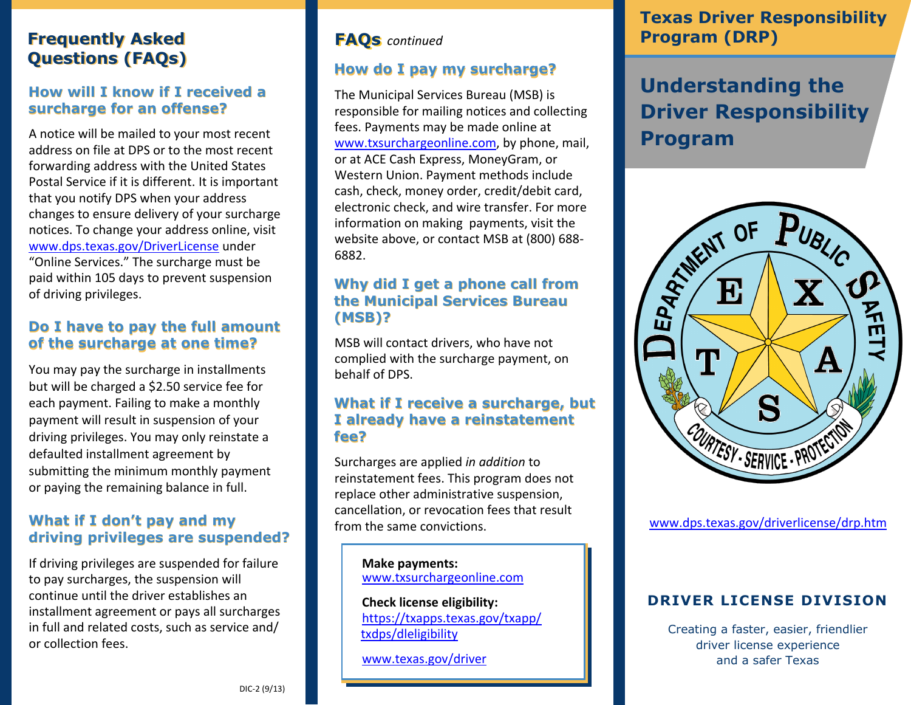## Frequently Asked Questions (FAQs)

### How will I know if I received a surcharge for an offense?

A notice will be mailed to your most recent address on file at DPS or to the most recent forwarding address with the United States Postal Service if it is different. It is important that you notify DPS when your address changes to ensure delivery of your surcharge notices. To change your address online, visit www.dps.texas.gov/DriverLicense under "Online Services." The surcharge must be paid within 105 days to prevent suspension of driving privileges.

### Do I have to pay the full amount of the surcharge at one time?

You may pay the surcharge in installments but will be charged a $2.50 service fee for each payment. Failing to make a monthly payment will result in suspension of your driving privileges. You may only reinstate a defaulted installment agreement by submitting the minimum monthly payment or paying the remaining balance in full.

### What if I don't pay and my driving privileges are suspended?

If driving privileges are suspended for failure to pay surcharges, the suspension will continue until the driver establishes an installment agreement or pays all surcharges in full and related costs, such as service and/or collection fees.

DIC-2 (9/13)

## FAQs *continued*

### How do I pay my surcharge?

The Municipal Services Bureau (MSB) is responsible for mailing notices and collecting fees. Payments may be made online at www.txsurchargeonline.com, by phone, mail, or at ACE Cash Express, MoneyGram, or Western Union. Payment methods include cash, check, money order, credit/debit card, electronic check, and wire transfer. For more information on making payments, visit the website above, or contact MSB at (800) 688-6882.

### Why did I get a phone call from the Municipal Services Bureau (MSB)?

MSB will contact drivers, who have not complied with the surcharge payment, on behalf of DPS.

### What if I receive a surcharge, but I already have a reinstatement fee?

Surcharges are applied *in addition* to reinstatement fees. This program does not replace other administrative suspension, cancellation, or revocation fees that result from the same convictions.

**Make payments:**
www.txsurchargeonline.com

**Check license eligibility:**
https://txapps.texas.gov/txapp/txdps/dleligibility

www.texas.gov/driver

# Texas Driver Responsibility Program (DRP)

## Understanding the Driver Responsibility Program

DEPARTMENT OF PUBLIC SAFETY — TEXAS — COURTESY · SERVICE · PROTECTION

www.dps.texas.gov/driverlicense/drp.htm

**DRIVER LICENSE DIVISION**

Creating a faster, easier, friendlier driver license experience and a safer Texas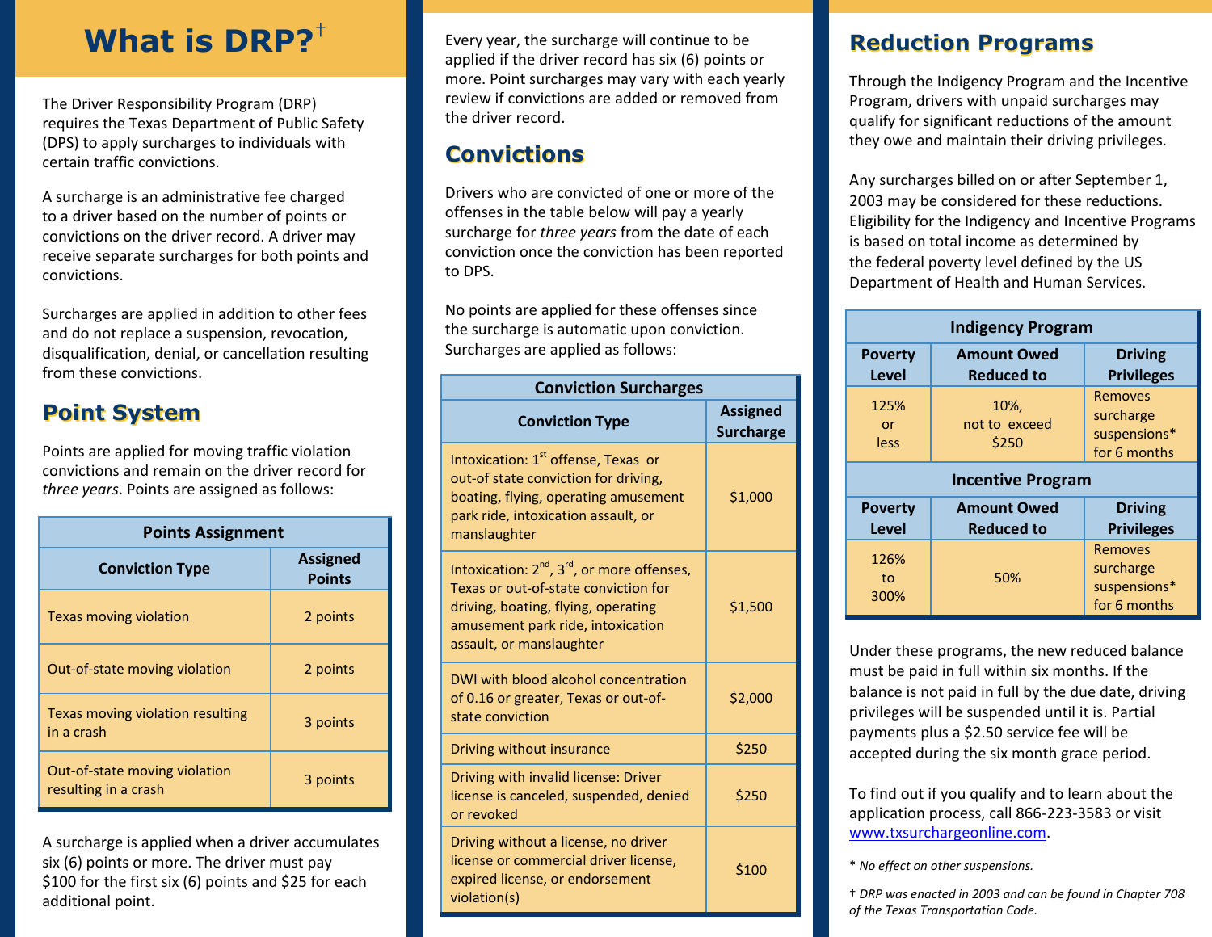# What is DRP?†

The Driver Responsibility Program (DRP) requires the Texas Department of Public Safety (DPS) to apply surcharges to individuals with certain traffic convictions.

A surcharge is an administrative fee charged to a driver based on the number of points or convictions on the driver record. A driver may receive separate surcharges for both points and convictions.

Surcharges are applied in addition to other fees and do not replace a suspension, revocation, disqualification, denial, or cancellation resulting from these convictions.

## Point System

Points are applied for moving traffic violation convictions and remain on the driver record for *three years*. Points are assigned as follows:

| Points Assignment | |
|---|---|
| **Conviction Type** | **Assigned Points** |
| Texas moving violation | 2 points |
| Out-of-state moving violation | 2 points |
| Texas moving violation resulting in a crash | 3 points |
| Out-of-state moving violation resulting in a crash | 3 points |

A surcharge is applied when a driver accumulates six (6) points or more. The driver must pay $100 for the first six (6) points and $25 for each additional point.

Every year, the surcharge will continue to be applied if the driver record has six (6) points or more. Point surcharges may vary with each yearly review if convictions are added or removed from the driver record.

## Convictions

Drivers who are convicted of one or more of the offenses in the table below will pay a yearly surcharge for *three years* from the date of each conviction once the conviction has been reported to DPS.

No points are applied for these offenses since the surcharge is automatic upon conviction. Surcharges are applied as follows:

| Conviction Surcharges | |
|---|---|
| **Conviction Type** | **Assigned Surcharge** |
| Intoxication: 1st offense, Texas or out-of state conviction for driving, boating, flying, operating amusement park ride, intoxication assault, or manslaughter | $1,000 |
| Intoxication: 2nd, 3rd, or more offenses, Texas or out-of-state conviction for driving, boating, flying, operating amusement park ride, intoxication assault, or manslaughter | $1,500 |
| DWI with blood alcohol concentration of 0.16 or greater, Texas or out-of-state conviction | $2,000 |
| Driving without insurance | $250 |
| Driving with invalid license: Driver license is canceled, suspended, denied or revoked | $250 |
| Driving without a license, no driver license or commercial driver license, expired license, or endorsement violation(s) | $100 |

## Reduction Programs

Through the Indigency Program and the Incentive Program, drivers with unpaid surcharges may qualify for significant reductions of the amount they owe and maintain their driving privileges.

Any surcharges billed on or after September 1, 2003 may be considered for these reductions. Eligibility for the Indigency and Incentive Programs is based on total income as determined by the federal poverty level defined by the US Department of Health and Human Services.

| Indigency Program | | |
|---|---|---|
| **Poverty Level** | **Amount Owed Reduced to** | **Driving Privileges** |
| 125% or less | 10%, not to exceed $250 | Removes surcharge suspensions* for 6 months |
| **Incentive Program** | | |
| **Poverty Level** | **Amount Owed Reduced to** | **Driving Privileges** |
| 126% to 300% | 50% | Removes surcharge suspensions* for 6 months |

Under these programs, the new reduced balance must be paid in full within six months. If the balance is not paid in full by the due date, driving privileges will be suspended until it is. Partial payments plus a $2.50 service fee will be accepted during the six month grace period.

To find out if you qualify and to learn about the application process, call 866-223-3583 or visit www.txsurchargeonline.com.

*\* No effect on other suspensions.*

*† DRP was enacted in 2003 and can be found in Chapter 708 of the Texas Transportation Code.*